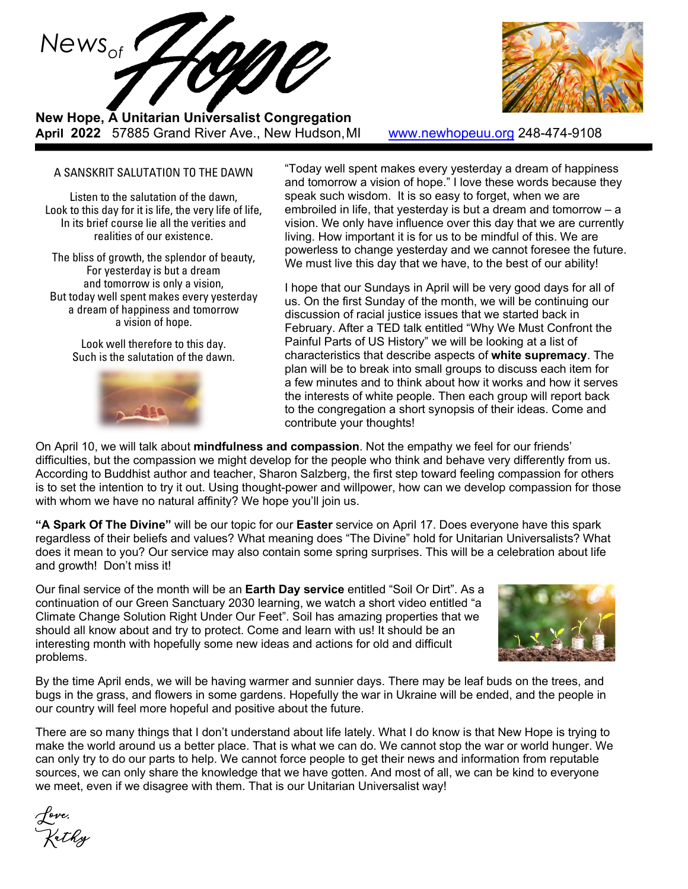# News of Hope

**New Hope, A Unitarian Universalist Congregation**
**April 2022** 57885 Grand River Ave., New Hudson, MI www.newhopeuu.org 248-474-9108

### A SANSKRIT SALUTATION TO THE DAWN

Listen to the salutation of the dawn,
Look to this day for it is life, the very life of life,
In its brief course lie all the verities and
realities of our existence.

The bliss of growth, the splendor of beauty,
For yesterday is but a dream
and tomorrow is only a vision,
But today well spent makes every yesterday
a dream of happiness and tomorrow
a vision of hope.

Look well therefore to this day.
Such is the salutation of the dawn.

"Today well spent makes every yesterday a dream of happiness and tomorrow a vision of hope." I love these words because they speak such wisdom. It is so easy to forget, when we are embroiled in life, that yesterday is but a dream and tomorrow – a vision. We only have influence over this day that we are currently living. How important it is for us to be mindful of this. We are powerless to change yesterday and we cannot foresee the future. We must live this day that we have, to the best of our ability!

I hope that our Sundays in April will be very good days for all of us. On the first Sunday of the month, we will be continuing our discussion of racial justice issues that we started back in February. After a TED talk entitled "Why We Must Confront the Painful Parts of US History" we will be looking at a list of characteristics that describe aspects of **white supremacy**. The plan will be to break into small groups to discuss each item for a few minutes and to think about how it works and how it serves the interests of white people. Then each group will report back to the congregation a short synopsis of their ideas. Come and contribute your thoughts!

On April 10, we will talk about **mindfulness and compassion**. Not the empathy we feel for our friends' difficulties, but the compassion we might develop for the people who think and behave very differently from us. According to Buddhist author and teacher, Sharon Salzberg, the first step toward feeling compassion for others is to set the intention to try it out. Using thought-power and willpower, how can we develop compassion for those with whom we have no natural affinity? We hope you'll join us.

**"A Spark Of The Divine"** will be our topic for our **Easter** service on April 17. Does everyone have this spark regardless of their beliefs and values? What meaning does "The Divine" hold for Unitarian Universalists? What does it mean to you? Our service may also contain some spring surprises. This will be a celebration about life and growth! Don't miss it!

Our final service of the month will be an **Earth Day service** entitled "Soil Or Dirt". As a continuation of our Green Sanctuary 2030 learning, we watch a short video entitled "a Climate Change Solution Right Under Our Feet". Soil has amazing properties that we should all know about and try to protect. Come and learn with us! It should be an interesting month with hopefully some new ideas and actions for old and difficult problems.

By the time April ends, we will be having warmer and sunnier days. There may be leaf buds on the trees, and bugs in the grass, and flowers in some gardens. Hopefully the war in Ukraine will be ended, and the people in our country will feel more hopeful and positive about the future.

There are so many things that I don't understand about life lately. What I do know is that New Hope is trying to make the world around us a better place. That is what we can do. We cannot stop the war or world hunger. We can only try to do our parts to help. We cannot force people to get their news and information from reputable sources, we can only share the knowledge that we have gotten. And most of all, we can be kind to everyone we meet, even if we disagree with them. That is our Unitarian Universalist way!

*Love,*
*Kathy*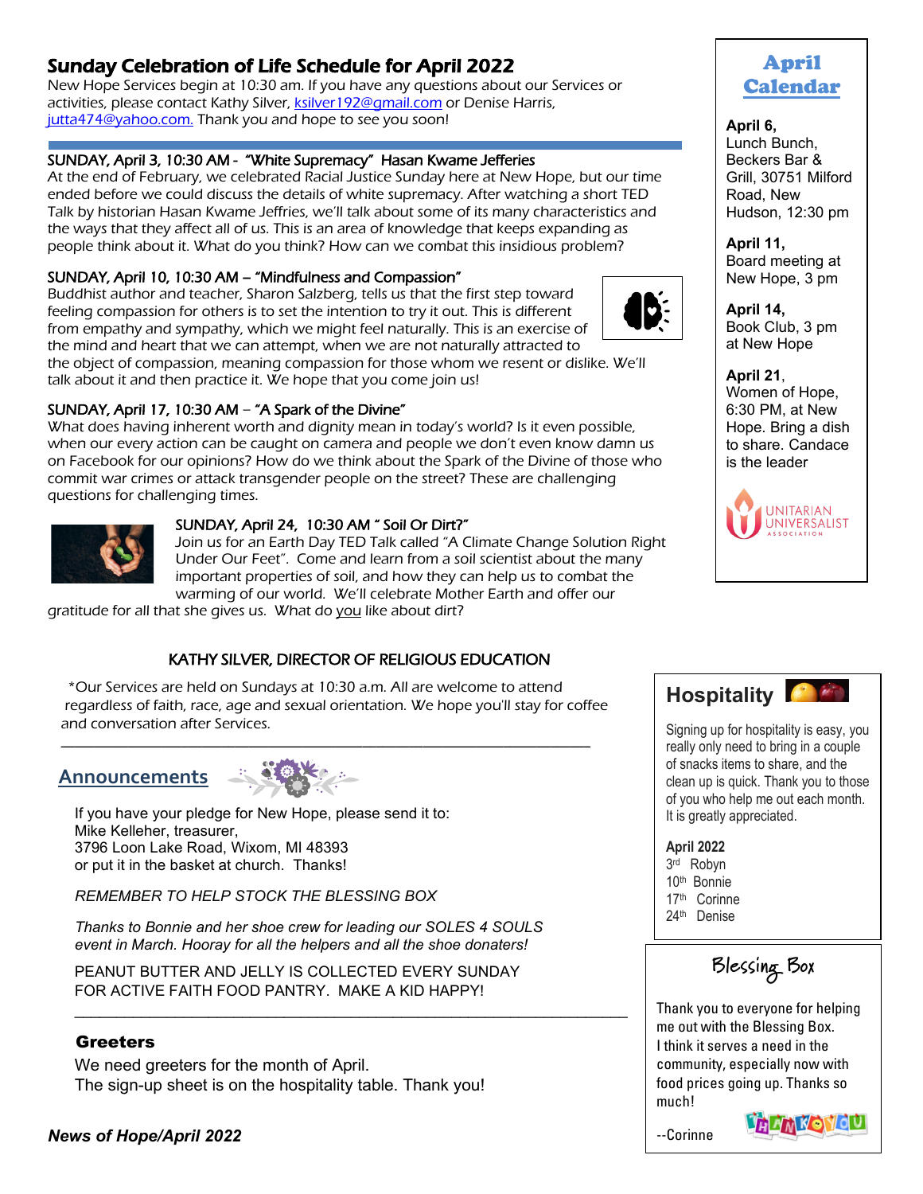# Sunday Celebration of Life Schedule for April 2022

New Hope Services begin at 10:30 am. If you have any questions about our Services or activities, please contact Kathy Silver, ksilver192@gmail.com or Denise Harris, jutta474@yahoo.com. Thank you and hope to see you soon!

**SUNDAY, April 3, 10:30 AM - "White Supremacy" Hasan Kwame Jefferies**

At the end of February, we celebrated Racial Justice Sunday here at New Hope, but our time ended before we could discuss the details of white supremacy. After watching a short TED Talk by historian Hasan Kwame Jeffries, we'll talk about some of its many characteristics and the ways that they affect all of us. This is an area of knowledge that keeps expanding as people think about it. What do you think? How can we combat this insidious problem?

**SUNDAY, April 10, 10:30 AM – "Mindfulness and Compassion"**

Buddhist author and teacher, Sharon Salzberg, tells us that the first step toward feeling compassion for others is to set the intention to try it out. This is different from empathy and sympathy, which we might feel naturally. This is an exercise of the mind and heart that we can attempt, when we are not naturally attracted to the object of compassion, meaning compassion for those whom we resent or dislike. We'll talk about it and then practice it. We hope that you come join us!

**SUNDAY, April 17, 10:30 AM – "A Spark of the Divine"**

What does having inherent worth and dignity mean in today's world? Is it even possible, when our every action can be caught on camera and people we don't even know damn us on Facebook for our opinions? How do we think about the Spark of the Divine of those who commit war crimes or attack transgender people on the street? These are challenging questions for challenging times.

**SUNDAY, April 24, 10:30 AM " Soil Or Dirt?"**

Join us for an Earth Day TED Talk called "A Climate Change Solution Right Under Our Feet". Come and learn from a soil scientist about the many important properties of soil, and how they can help us to combat the warming of our world. We'll celebrate Mother Earth and offer our gratitude for all that she gives us. What do you like about dirt?

KATHY SILVER, DIRECTOR OF RELIGIOUS EDUCATION

*Our Services are held on Sundays at 10:30 a.m. All are welcome to attend regardless of faith, race, age and sexual orientation. We hope you'll stay for coffee and conversation after Services.

## Announcements

If you have your pledge for New Hope, please send it to:
Mike Kelleher, treasurer,
3796 Loon Lake Road, Wixom, MI 48393
or put it in the basket at church. Thanks!

*REMEMBER TO HELP STOCK THE BLESSING BOX*

*Thanks to Bonnie and her shoe crew for leading our SOLES 4 SOULS event in March. Hooray for all the helpers and all the shoe donaters!*

PEANUT BUTTER AND JELLY IS COLLECTED EVERY SUNDAY FOR ACTIVE FAITH FOOD PANTRY. MAKE A KID HAPPY!

### Greeters

We need greeters for the month of April.
The sign-up sheet is on the hospitality table. Thank you!

## April Calendar

**April 6,** Lunch Bunch, Beckers Bar & Grill, 30751 Milford Road, New Hudson, 12:30 pm

**April 11,** Board meeting at New Hope, 3 pm

**April 14,** Book Club, 3 pm at New Hope

**April 21,** Women of Hope, 6:30 PM, at New Hope. Bring a dish to share. Candace is the leader

UNITARIAN UNIVERSALIST ASSOCIATION

## Hospitality

Signing up for hospitality is easy, you really only need to bring in a couple of snacks items to share, and the clean up is quick. Thank you to those of you who help me out each month. It is greatly appreciated.

**April 2022**
3rd Robyn
10th Bonnie
17th Corinne
24th Denise

## Blessing Box

Thank you to everyone for helping me out with the Blessing Box. I think it serves a need in the community, especially now with food prices going up. Thanks so much!

--Corinne